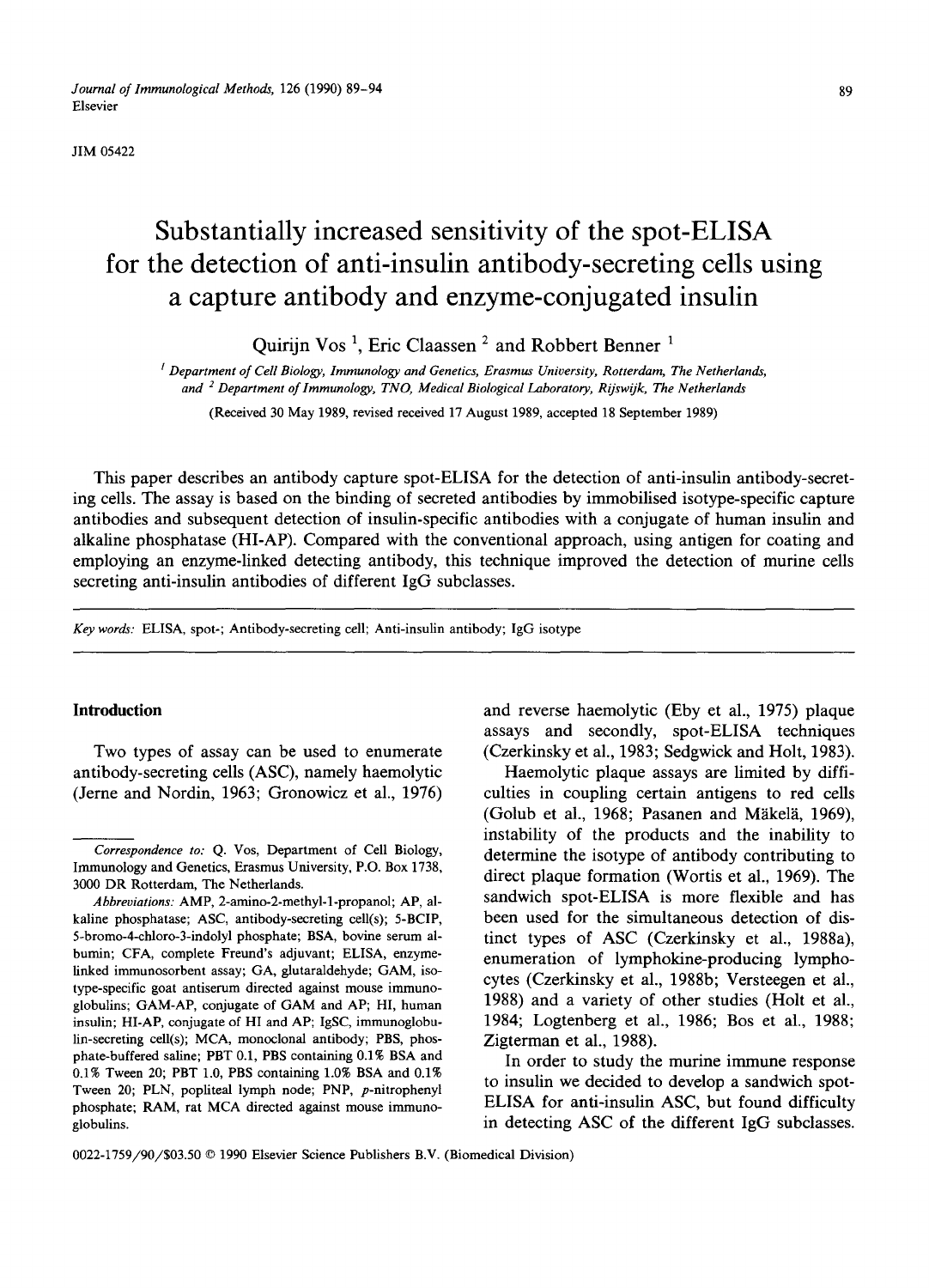JIM 05422

# Substantially increased sensitivity of the spot-ELISA for the detection of anti-insulin antibody-secreting cells using a capture antibody and enzyme-conjugated insulin

Quirijn Vos [1], Eric Claassen [2] and Robbert Benner [1]

[1] *Department of Cell Biology, Immunology and Genetics, Erasmus University, Rotterdam, The Netherlands, and* [2] *Department of Immunology, TNO, Medical Biological Laboratory, Rijswijk, The Netherlands*

(Received 30 May 1989, revised received 17 August 1989, accepted 18 September 1989)

This paper describes an antibody capture spot-ELISA for the detection of anti-insulin antibody-secreting cells. The assay is based on the binding of secreted antibodies by immobilised isotype-specific capture antibodies and subsequent detection of insulin-specific antibodies with a conjugate of human insulin and alkaline phosphatase (HI-AP). Compared with the conventional approach, using antigen for coating and employing an enzyme-linked detecting antibody, this technique improved the detection of murine cells secreting anti-insulin antibodies of different IgG subclasses.

*Key words:* ELISA, spot-; Antibody-secreting cell; Anti-insulin antibody; IgG isotype

## Introduction

Two types of assay can be used to enumerate antibody-secreting cells (ASC), namely haemolytic (Jerne and Nordin, 1963; Gronowicz et al., 1976) and reverse haemolytic (Eby et al., 1975) plaque assays and secondly, spot-ELISA techniques (Czerkinsky et al., 1983; Sedgwick and Holt, 1983).

Haemolytic plaque assays are limited by difficulties in coupling certain antigens to red cells (Golub et al., 1968; Pasanen and Mäkelä, 1969), instability of the products and the inability to determine the isotype of antibody contributing to direct plaque formation (Wortis et al., 1969). The sandwich spot-ELISA is more flexible and has been used for the simultaneous detection of distinct types of ASC (Czerkinsky et al., 1988a), enumeration of lymphokine-producing lymphocytes (Czerkinsky et al., 1988b; Versteegen et al., 1988) and a variety of other studies (Holt et al., 1984; Logtenberg et al., 1986; Bos et al., 1988; Zigterman et al., 1988).

In order to study the murine immune response to insulin we decided to develop a sandwich spot-ELISA for anti-insulin ASC, but found difficulty in detecting ASC of the different IgG subclasses.

---

*Correspondence to:* Q. Vos, Department of Cell Biology, Immunology and Genetics, Erasmus University, P.O. Box 1738, 3000 DR Rotterdam, The Netherlands.

*Abbreviations:* AMP, 2-amino-2-methyl-1-propanol; AP, alkaline phosphatase; ASC, antibody-secreting cell(s); 5-BCIP, 5-bromo-4-chloro-3-indolyl phosphate; BSA, bovine serum albumin; CFA, complete Freund's adjuvant; ELISA, enzyme-linked immunosorbent assay; GA, glutaraldehyde; GAM, isotype-specific goat antiserum directed against mouse immunoglobulins; GAM-AP, conjugate of GAM and AP; HI, human insulin; HI-AP, conjugate of HI and AP; IgSC, immunoglobulin-secreting cell(s); MCA, monoclonal antibody; PBS, phosphate-buffered saline; PBT 0.1, PBS containing 0.1% BSA and 0.1% Tween 20; PBT 1.0, PBS containing 1.0% BSA and 0.1% Tween 20; PLN, popliteal lymph node; PNP, *p*-nitrophenyl phosphate; RAM, rat MCA directed against mouse immunoglobulins.

0022-1759/90/$03.50 © 1990 Elsevier Science Publishers B.V. (Biomedical Division)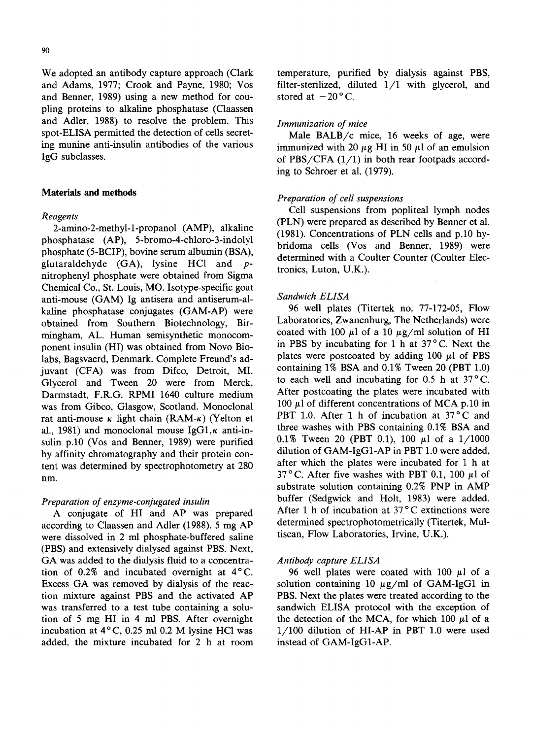We adopted an antibody capture approach (Clark and Adams, 1977; Crook and Payne, 1980; Vos and Benner, 1989) using a new method for coupling proteins to alkaline phosphatase (Claassen and Adler, 1988) to resolve the problem. This spot-ELISA permitted the detection of cells secreting munine anti-insulin antibodies of the various IgG subclasses.

## Materials and methods

### *Reagents*

2-amino-2-methyl-1-propanol (AMP), alkaline phosphatase (AP), 5-bromo-4-chloro-3-indolyl phosphate (5-BCIP), bovine serum albumin (BSA), glutaraldehyde (GA), lysine HCl and *p*-nitrophenyl phosphate were obtained from Sigma Chemical Co., St. Louis, MO. Isotype-specific goat anti-mouse (GAM) Ig antisera and antiserum-alkaline phosphatase conjugates (GAM-AP) were obtained from Southern Biotechnology, Birmingham, AL. Human semisynthetic monocomponent insulin (HI) was obtained from Novo Biolabs, Bagsvaerd, Denmark. Complete Freund's adjuvant (CFA) was from Difco, Detroit, MI. Glycerol and Tween 20 were from Merck, Darmstadt, F.R.G. RPMI 1640 culture medium was from Gibco, Glasgow, Scotland. Monoclonal rat anti-mouse $\kappa$ light chain (RAM-$\kappa$) (Yelton et al., 1981) and monoclonal mouse IgG1,$\kappa$ anti-insulin p.10 (Vos and Benner, 1989) were purified by affinity chromatography and their protein content was determined by spectrophotometry at 280 nm.

### *Preparation of enzyme-conjugated insulin*

A conjugate of HI and AP was prepared according to Claassen and Adler (1988). 5 mg AP were dissolved in 2 ml phosphate-buffered saline (PBS) and extensively dialysed against PBS. Next, GA was added to the dialysis fluid to a concentration of 0.2% and incubated overnight at 4°C. Excess GA was removed by dialysis of the reaction mixture against PBS and the activated AP was transferred to a test tube containing a solution of 5 mg HI in 4 ml PBS. After overnight incubation at 4°C, 0.25 ml 0.2 M lysine HCl was added, the mixture incubated for 2 h at room temperature, purified by dialysis against PBS, filter-sterilized, diluted 1/1 with glycerol, and stored at −20°C.

### *Immunization of mice*

Male BALB/c mice, 16 weeks of age, were immunized with 20 $\mu$g HI in 50 $\mu$l of an emulsion of PBS/CFA (1/1) in both rear footpads according to Schroer et al. (1979).

### *Preparation of cell suspensions*

Cell suspensions from popliteal lymph nodes (PLN) were prepared as described by Benner et al. (1981). Concentrations of PLN cells and p.10 hybridoma cells (Vos and Benner, 1989) were determined with a Coulter Counter (Coulter Electronics, Luton, U.K.).

### *Sandwich ELISA*

96 well plates (Titertek no. 77-172-05, Flow Laboratories, Zwanenburg, The Netherlands) were coated with 100 $\mu$l of a 10 $\mu$g/ml solution of HI in PBS by incubating for 1 h at 37°C. Next the plates were postcoated by adding 100 $\mu$l of PBS containing 1% BSA and 0.1% Tween 20 (PBT 1.0) to each well and incubating for 0.5 h at 37°C. After postcoating the plates were incubated with 100 $\mu$l of different concentrations of MCA p.10 in PBT 1.0. After 1 h of incubation at 37°C and three washes with PBS containing 0.1% BSA and 0.1% Tween 20 (PBT 0.1), 100 $\mu$l of a 1/1000 dilution of GAM-IgG1-AP in PBT 1.0 were added, after which the plates were incubated for 1 h at 37°C. After five washes with PBT 0.1, 100 $\mu$l of substrate solution containing 0.2% PNP in AMP buffer (Sedgwick and Holt, 1983) were added. After 1 h of incubation at 37°C extinctions were determined spectrophotometrically (Titertek, Multiscan, Flow Laboratories, Irvine, U.K.).

### *Antibody capture ELISA*

96 well plates were coated with 100 $\mu$l of a solution containing 10 $\mu$g/ml of GAM-IgG1 in PBS. Next the plates were treated according to the sandwich ELISA protocol with the exception of the detection of the MCA, for which 100 $\mu$l of a 1/100 dilution of HI-AP in PBT 1.0 were used instead of GAM-IgG1-AP.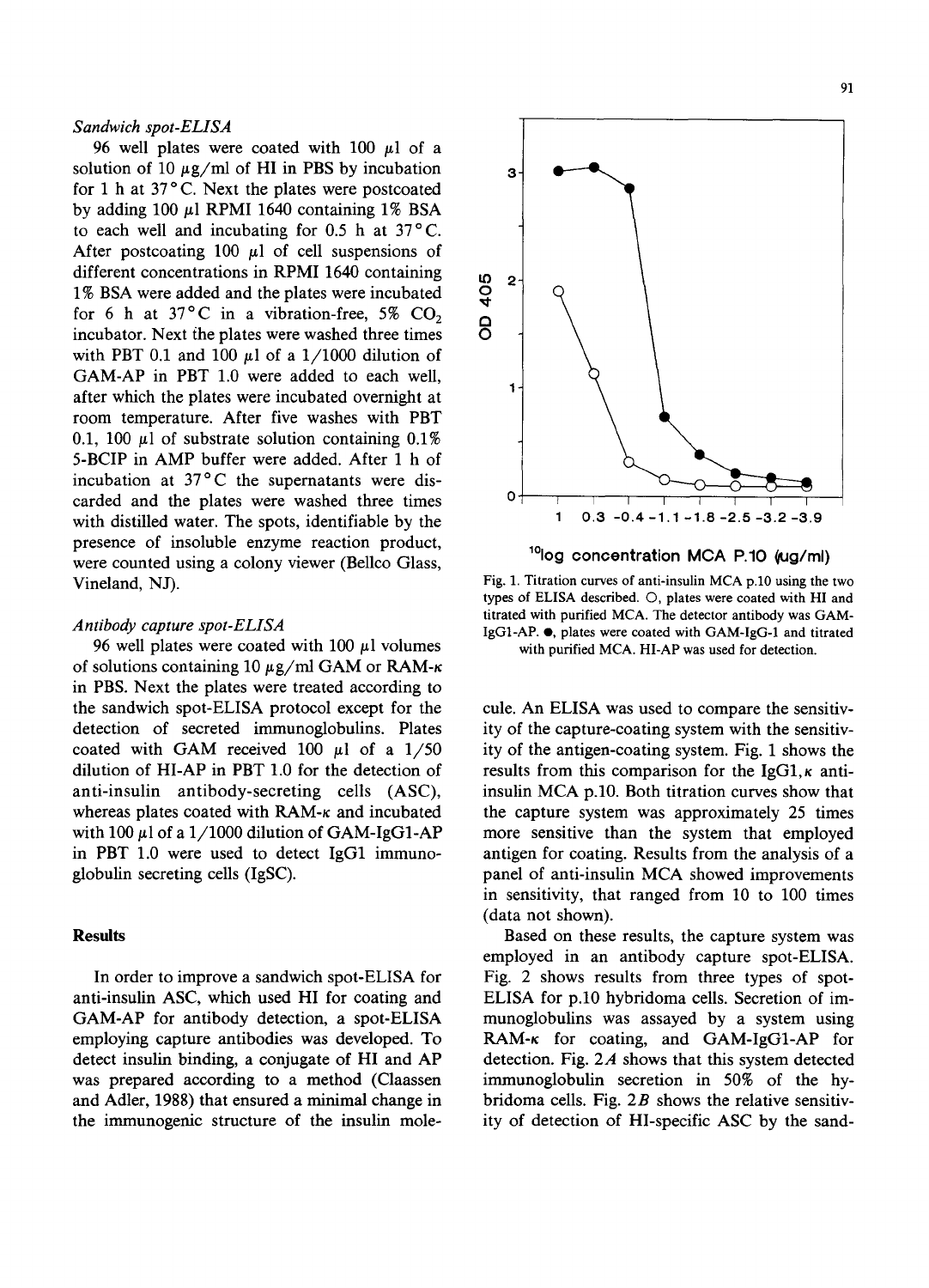### *Sandwich spot-ELISA*

96 well plates were coated with 100 μl of a solution of 10 μg/ml of HI in PBS by incubation for 1 h at 37°C. Next the plates were postcoated by adding 100 μl RPMI 1640 containing 1% BSA to each well and incubating for 0.5 h at 37°C. After postcoating 100 μl of cell suspensions of different concentrations in RPMI 1640 containing 1% BSA were added and the plates were incubated for 6 h at 37°C in a vibration-free, 5% $CO_2$ incubator. Next the plates were washed three times with PBT 0.1 and 100 μl of a 1/1000 dilution of GAM-AP in PBT 1.0 were added to each well, after which the plates were incubated overnight at room temperature. After five washes with PBT 0.1, 100 μl of substrate solution containing 0.1% 5-BCIP in AMP buffer were added. After 1 h of incubation at 37°C the supernatants were discarded and the plates were washed three times with distilled water. The spots, identifiable by the presence of insoluble enzyme reaction product, were counted using a colony viewer (Bellco Glass, Vineland, NJ).

### *Antibody capture spot-ELISA*

96 well plates were coated with 100 μl volumes of solutions containing 10 μg/ml GAM or RAM-κ in PBS. Next the plates were treated according to the sandwich spot-ELISA protocol except for the detection of secreted immunoglobulins. Plates coated with GAM received 100 μl of a 1/50 dilution of HI-AP in PBT 1.0 for the detection of anti-insulin antibody-secreting cells (ASC), whereas plates coated with RAM-κ and incubated with 100 μl of a 1/1000 dilution of GAM-IgG1-AP in PBT 1.0 were used to detect IgG1 immunoglobulin secreting cells (IgSC).

## Results

In order to improve a sandwich spot-ELISA for anti-insulin ASC, which used HI for coating and GAM-AP for antibody detection, a spot-ELISA employing capture antibodies was developed. To detect insulin binding, a conjugate of HI and AP was prepared according to a method (Claassen and Adler, 1988) that ensured a minimal change in the immunogenic structure of the insulin molecule. An ELISA was used to compare the sensitivity of the capture-coating system with the sensitivity of the antigen-coating system. Fig. 1 shows the results from this comparison for the IgG1,κ anti-insulin MCA p.10. Both titration curves show that the capture system was approximately 25 times more sensitive than the system that employed antigen for coating. Results from the analysis of a panel of anti-insulin MCA showed improvements in sensitivity, that ranged from 10 to 100 times (data not shown).

Fig. 1. Titration curves of anti-insulin MCA p.10 using the two types of ELISA described. ○, plates were coated with HI and titrated with purified MCA. The detector antibody was GAM-IgG1-AP. ●, plates were coated with GAM-IgG-1 and titrated with purified MCA. HI-AP was used for detection.

Based on these results, the capture system was employed in an antibody capture spot-ELISA. Fig. 2 shows results from three types of spot-ELISA for p.10 hybridoma cells. Secretion of immunoglobulins was assayed by a system using RAM-κ for coating, and GAM-IgG1-AP for detection. Fig. 2*A* shows that this system detected immunoglobulin secretion in 50% of the hybridoma cells. Fig. 2*B* shows the relative sensitivity of detection of HI-specific ASC by the sand-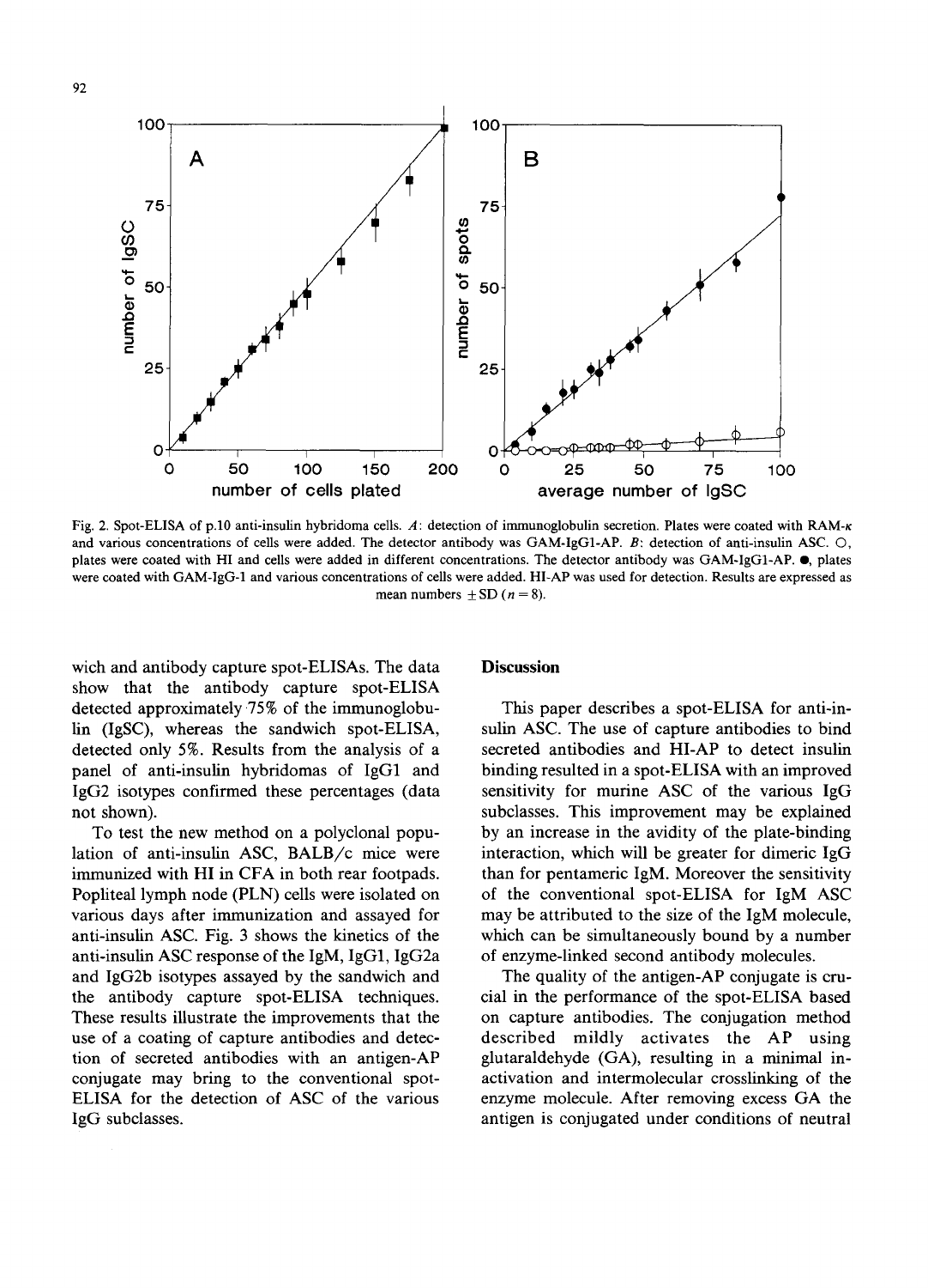Fig. 2. Spot-ELISA of p.10 anti-insulin hybridoma cells. *A*: detection of immunoglobulin secretion. Plates were coated with RAM-κ and various concentrations of cells were added. The detector antibody was GAM-IgG1-AP. *B*: detection of anti-insulin ASC. ○, plates were coated with HI and cells were added in different concentrations. The detector antibody was GAM-IgG1-AP. ●, plates were coated with GAM-IgG-1 and various concentrations of cells were added. HI-AP was used for detection. Results are expressed as mean numbers ± SD ($n = 8$).

wich and antibody capture spot-ELISAs. The data show that the antibody capture spot-ELISA detected approximately 75% of the immunoglobulin (IgSC), whereas the sandwich spot-ELISA, detected only 5%. Results from the analysis of a panel of anti-insulin hybridomas of IgG1 and IgG2 isotypes confirmed these percentages (data not shown).

To test the new method on a polyclonal population of anti-insulin ASC, BALB/c mice were immunized with HI in CFA in both rear footpads. Popliteal lymph node (PLN) cells were isolated on various days after immunization and assayed for anti-insulin ASC. Fig. 3 shows the kinetics of the anti-insulin ASC response of the IgM, IgG1, IgG2a and IgG2b isotypes assayed by the sandwich and the antibody capture spot-ELISA techniques. These results illustrate the improvements that the use of a coating of capture antibodies and detection of secreted antibodies with an antigen-AP conjugate may bring to the conventional spot-ELISA for the detection of ASC of the various IgG subclasses.

## Discussion

This paper describes a spot-ELISA for anti-insulin ASC. The use of capture antibodies to bind secreted antibodies and HI-AP to detect insulin binding resulted in a spot-ELISA with an improved sensitivity for murine ASC of the various IgG subclasses. This improvement may be explained by an increase in the avidity of the plate-binding interaction, which will be greater for dimeric IgG than for pentameric IgM. Moreover the sensitivity of the conventional spot-ELISA for IgM ASC may be attributed to the size of the IgM molecule, which can be simultaneously bound by a number of enzyme-linked second antibody molecules.

The quality of the antigen-AP conjugate is crucial in the performance of the spot-ELISA based on capture antibodies. The conjugation method described mildly activates the AP using glutaraldehyde (GA), resulting in a minimal inactivation and intermolecular crosslinking of the enzyme molecule. After removing excess GA the antigen is conjugated under conditions of neutral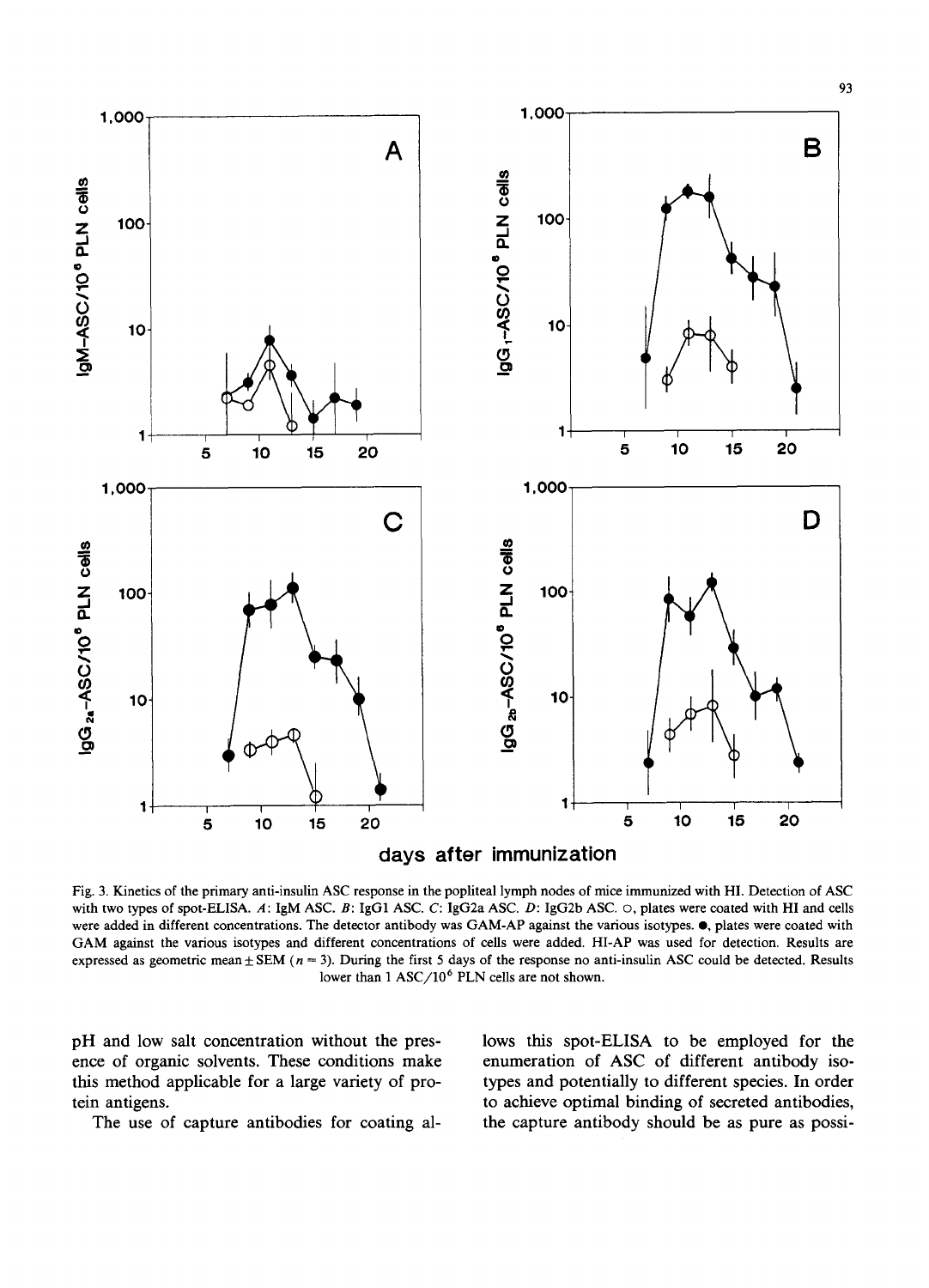Fig. 3. Kinetics of the primary anti-insulin ASC response in the popliteal lymph nodes of mice immunized with HI. Detection of ASC with two types of spot-ELISA. *A*: IgM ASC. *B*: IgG1 ASC. *C*: IgG2a ASC. *D*: IgG2b ASC. ○, plates were coated with HI and cells were added in different concentrations. The detector antibody was GAM-AP against the various isotypes. ●, plates were coated with GAM against the various isotypes and different concentrations of cells were added. HI-AP was used for detection. Results are expressed as geometric mean ± SEM ($n = 3$). During the first 5 days of the response no anti-insulin ASC could be detected. Results lower than 1 ASC/$10^6$ PLN cells are not shown.

pH and low salt concentration without the presence of organic solvents. These conditions make this method applicable for a large variety of protein antigens.

The use of capture antibodies for coating allows this spot-ELISA to be employed for the enumeration of ASC of different antibody isotypes and potentially to different species. In order to achieve optimal binding of secreted antibodies, the capture antibody should be as pure as possi-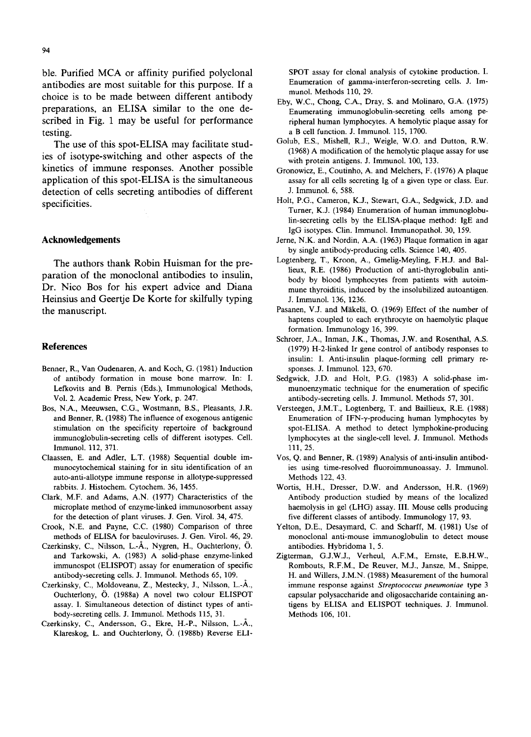ble. Purified MCA or affinity purified polyclonal antibodies are most suitable for this purpose. If a choice is to be made between different antibody preparations, an ELISA similar to the one described in Fig. 1 may be useful for performance testing.

The use of this spot-ELISA may facilitate studies of isotype-switching and other aspects of the kinetics of immune responses. Another possible application of this spot-ELISA is the simultaneous detection of cells secreting antibodies of different specificities.

## Acknowledgements

The authors thank Robin Huisman for the preparation of the monoclonal antibodies to insulin, Dr. Nico Bos for his expert advice and Diana Heinsius and Geertje De Korte for skilfully typing the manuscript.

## References

Benner, R., Van Oudenaren, A. and Koch, G. (1981) Induction of antibody formation in mouse bone marrow. In: I. Lefkovits and B. Pernis (Eds.), Immunological Methods, Vol. 2. Academic Press, New York, p. 247.

Bos, N.A., Meeuwsen, C.G., Wostmann, B.S., Pleasants, J.R. and Benner, R. (1988) The influence of exogenous antigenic stimulation on the specificity repertoire of background immunoglobulin-secreting cells of different isotypes. Cell. Immunol. 112, 371.

Claassen, E. and Adler, L.T. (1988) Sequential double immunocytochemical staining for in situ identification of an auto-anti-allotype immune response in allotype-suppressed rabbits. J. Histochem. Cytochem. 36, 1455.

Clark, M.F. and Adams, A.N. (1977) Characteristics of the microplate method of enzyme-linked immunosorbent assay for the detection of plant viruses. J. Gen. Virol. 34, 475.

Crook, N.E. and Payne, C.C. (1980) Comparison of three methods of ELISA for baculoviruses. J. Gen. Virol. 46, 29.

Czerkinsky, C., Nilsson, L.-Å., Nygren, H., Ouchterlony, Ö. and Tarkowski, A. (1983) A solid-phase enzyme-linked immunospot (ELISPOT) assay for enumeration of specific antibody-secreting cells. J. Immunol. Methods 65, 109.

Czerkinsky, C., Moldoveanu, Z., Mestecky, J., Nilsson, L.-Å., Ouchterlony, Ö. (1988a) A novel two colour ELISPOT assay. I. Simultaneous detection of distinct types of antibody-secreting cells. J. Immunol. Methods 115, 31.

Czerkinsky, C., Andersson, G., Ekre, H.-P., Nilsson, L.-Å., Klareskog, L. and Ouchterlony, Ö. (1988b) Reverse ELISPOT assay for clonal analysis of cytokine production. I. Enumeration of gamma-interferon-secreting cells. J. Immunol. Methods 110, 29.

Eby, W.C., Chong, C.A., Dray, S. and Molinaro, G.A. (1975) Enumerating immunoglobulin-secreting cells among peripheral human lymphocytes. A hemolytic plaque assay for a B cell function. J. Immunol. 115, 1700.

Golub, E.S., Mishell, R.J., Weigle, W.O. and Dutton, R.W. (1968) A modification of the hemolytic plaque assay for use with protein antigens. J. Immunol. 100, 133.

Gronowicz, E., Coutinho, A. and Melchers, F. (1976) A plaque assay for all cells secreting Ig of a given type or class. Eur. J. Immunol. 6, 588.

Holt, P.G., Cameron, K.J., Stewart, G.A., Sedgwick, J.D. and Turner, K.J. (1984) Enumeration of human immunoglobulin-secreting cells by the ELISA-plaque method: IgE and IgG isotypes. Clin. Immunol. Immunopathol. 30, 159.

Jerne, N.K. and Nordin, A.A. (1963) Plaque formation in agar by single antibody-producing cells. Science 140, 405.

Logtenberg, T., Kroon, A., Gmelig-Meyling, F.H.J. and Ballieux, R.E. (1986) Production of anti-thyroglobulin antibody by blood lymphocytes from patients with autoimmune thyroiditis, induced by the insolubilized autoantigen. J. Immunol. 136, 1236.

Pasanen, V.J. and Mäkelä, O. (1969) Effect of the number of haptens coupled to each erythrocyte on haemolytic plaque formation. Immunology 16, 399.

Schroer, J.A., Inman, J.K., Thomas, J.W. and Rosenthal, A.S. (1979) H-2-linked Ir gene control of antibody responses to insulin: I. Anti-insulin plaque-forming cell primary responses. J. Immunol. 123, 670.

Sedgwick, J.D. and Holt, P.G. (1983) A solid-phase immunoenzymatic technique for the enumeration of specific antibody-secreting cells. J. Immunol. Methods 57, 301.

Versteegen, J.M.T., Logtenberg, T. and Baillieux, R.E. (1988) Enumeration of IFN-γ-producing human lymphocytes by spot-ELISA. A method to detect lymphokine-producing lymphocytes at the single-cell level. J. Immunol. Methods 111, 25.

Vos, Q. and Benner, R. (1989) Analysis of anti-insulin antibodies using time-resolved fluoroimmunoassay. J. Immunol. Methods 122, 43.

Wortis, H.H., Dresser, D.W. and Andersson, H.R. (1969) Antibody production studied by means of the localized haemolysis in gel (LHG) assay. III. Mouse cells producing five different classes of antibody. Immunology 17, 93.

Yelton, D.E., Desaymard, C. and Scharff, M. (1981) Use of monoclonal anti-mouse immunoglobulin to detect mouse antibodies. Hybridoma 1, 5.

Zigterman, G.J.W.J., Verheul, A.F.M., Ernste, E.B.H.W., Rombouts, R.F.M., De Reuver, M.J., Jansze, M., Snippe, H. and Willers, J.M.N. (1988) Measurement of the humoral immune response against *Streptococcus pneumoniae* type 3 capsular polysaccharide and oligosaccharide containing antigens by ELISA and ELISPOT techniques. J. Immunol. Methods 106, 101.